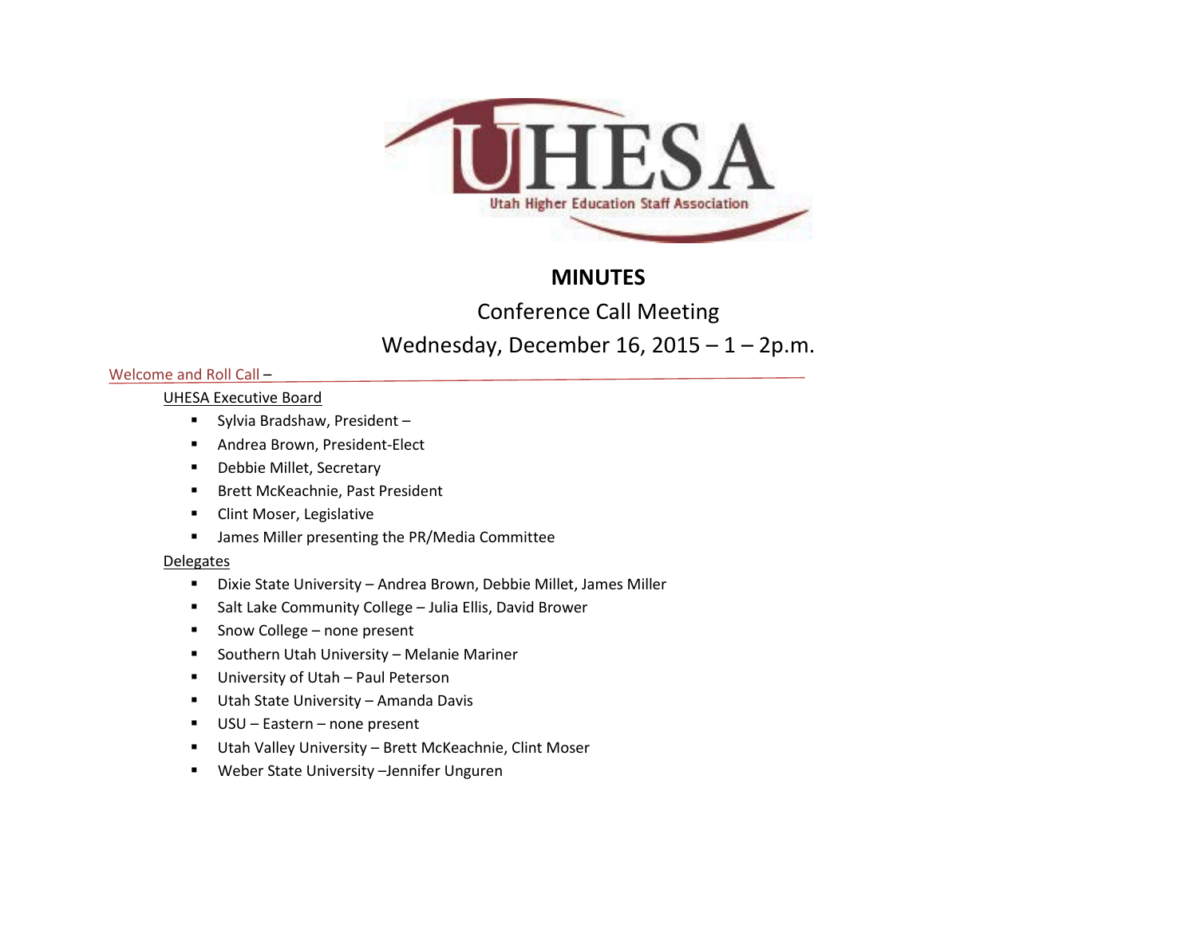UHESA

Utah Higher Education Staff Association

# MINUTES

Conference Call Meeting

Wednesday, December 16, 2015 – 1 – 2p.m.

## Welcome and Roll Call –

UHESA Executive Board

- Sylvia Bradshaw, President –
- Andrea Brown, President-Elect
- Debbie Millet, Secretary
- Brett McKeachnie, Past President
- Clint Moser, Legislative
- James Miller presenting the PR/Media Committee

Delegates

- Dixie State University – Andrea Brown, Debbie Millet, James Miller
- Salt Lake Community College – Julia Ellis, David Brower
- Snow College – none present
- Southern Utah University – Melanie Mariner
- University of Utah – Paul Peterson
- Utah State University – Amanda Davis
- USU – Eastern – none present
- Utah Valley University – Brett McKeachnie, Clint Moser
- Weber State University –Jennifer Unguren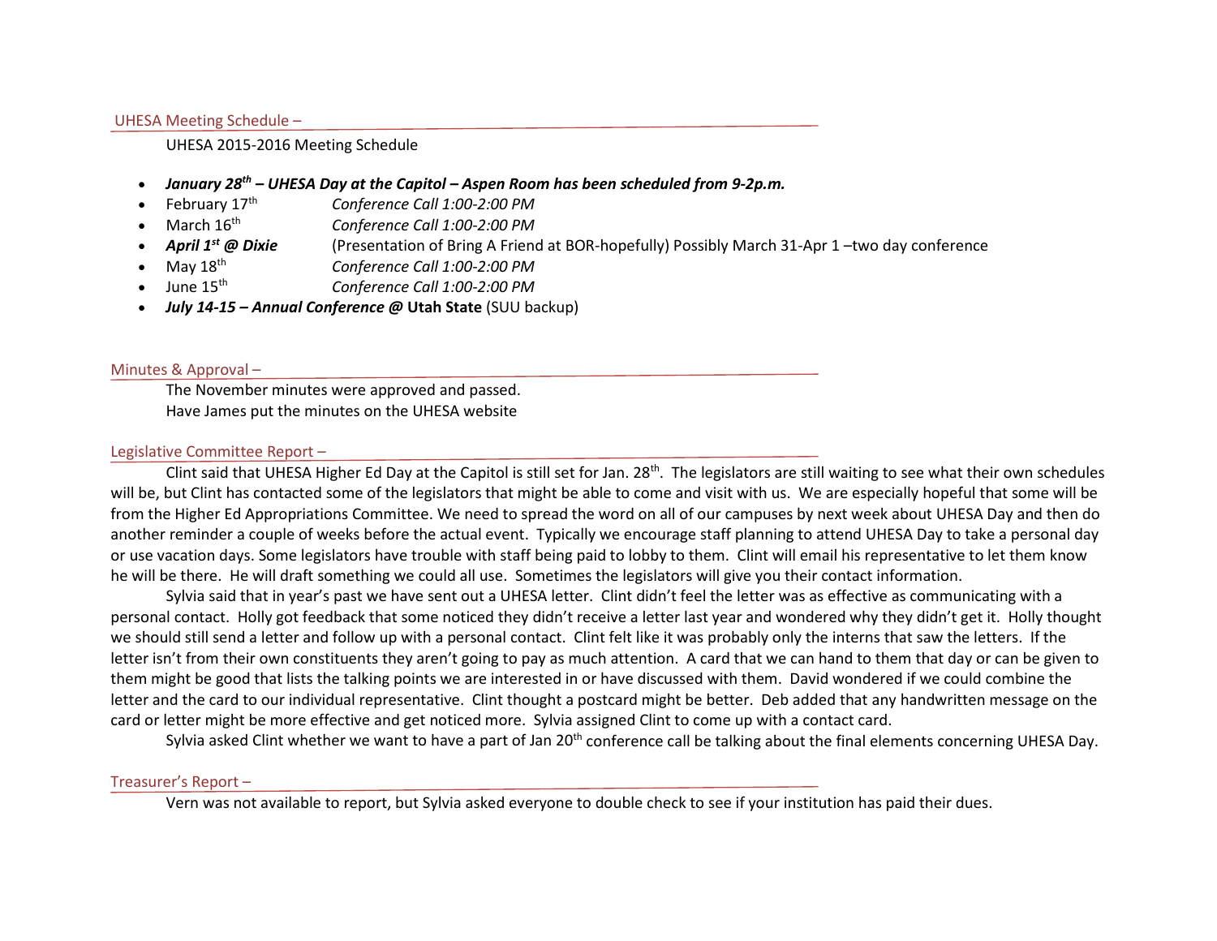## UHESA Meeting Schedule –

UHESA 2015-2016 Meeting Schedule

- ***January 28th – UHESA Day at the Capitol – Aspen Room has been scheduled from 9-2p.m.***
- February 17th *Conference Call 1:00-2:00 PM*
- March 16th *Conference Call 1:00-2:00 PM*
- ***April 1st @ Dixie*** (Presentation of Bring A Friend at BOR-hopefully) Possibly March 31-Apr 1 –two day conference
- May 18th *Conference Call 1:00-2:00 PM*
- June 15th *Conference Call 1:00-2:00 PM*
- ***July 14-15 – Annual Conference @*** **Utah State** (SUU backup)

## Minutes & Approval –

The November minutes were approved and passed.
Have James put the minutes on the UHESA website

## Legislative Committee Report –

Clint said that UHESA Higher Ed Day at the Capitol is still set for Jan. 28th. The legislators are still waiting to see what their own schedules will be, but Clint has contacted some of the legislators that might be able to come and visit with us. We are especially hopeful that some will be from the Higher Ed Appropriations Committee. We need to spread the word on all of our campuses by next week about UHESA Day and then do another reminder a couple of weeks before the actual event. Typically we encourage staff planning to attend UHESA Day to take a personal day or use vacation days. Some legislators have trouble with staff being paid to lobby to them. Clint will email his representative to let them know he will be there. He will draft something we could all use. Sometimes the legislators will give you their contact information.

Sylvia said that in year's past we have sent out a UHESA letter. Clint didn't feel the letter was as effective as communicating with a personal contact. Holly got feedback that some noticed they didn't receive a letter last year and wondered why they didn't get it. Holly thought we should still send a letter and follow up with a personal contact. Clint felt like it was probably only the interns that saw the letters. If the letter isn't from their own constituents they aren't going to pay as much attention. A card that we can hand to them that day or can be given to them might be good that lists the talking points we are interested in or have discussed with them. David wondered if we could combine the letter and the card to our individual representative. Clint thought a postcard might be better. Deb added that any handwritten message on the card or letter might be more effective and get noticed more. Sylvia assigned Clint to come up with a contact card.

Sylvia asked Clint whether we want to have a part of Jan 20th conference call be talking about the final elements concerning UHESA Day.

## Treasurer's Report –

Vern was not available to report, but Sylvia asked everyone to double check to see if your institution has paid their dues.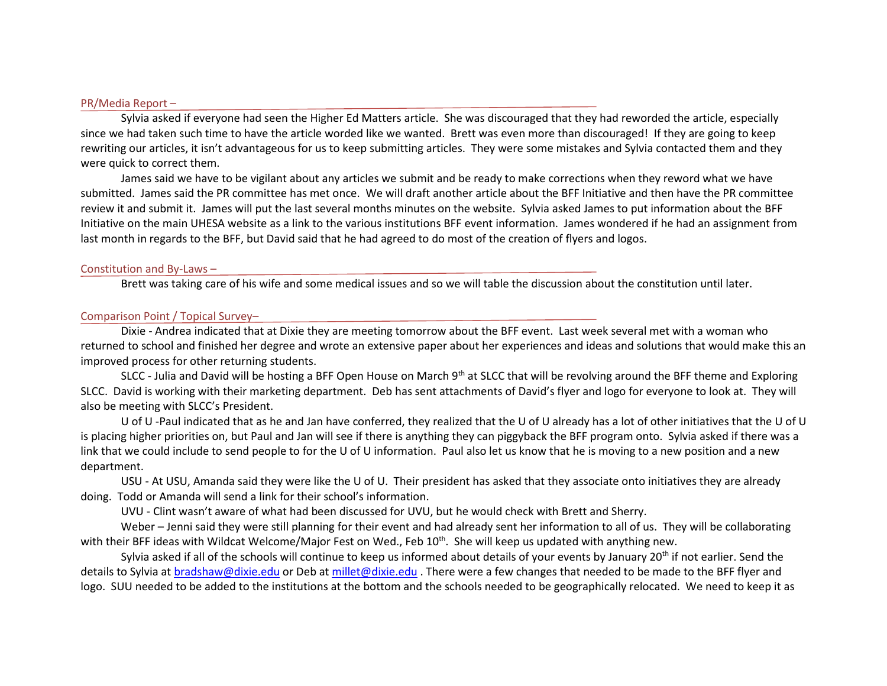## PR/Media Report –

Sylvia asked if everyone had seen the Higher Ed Matters article. She was discouraged that they had reworded the article, especially since we had taken such time to have the article worded like we wanted. Brett was even more than discouraged! If they are going to keep rewriting our articles, it isn't advantageous for us to keep submitting articles. They were some mistakes and Sylvia contacted them and they were quick to correct them.

James said we have to be vigilant about any articles we submit and be ready to make corrections when they reword what we have submitted. James said the PR committee has met once. We will draft another article about the BFF Initiative and then have the PR committee review it and submit it. James will put the last several months minutes on the website. Sylvia asked James to put information about the BFF Initiative on the main UHESA website as a link to the various institutions BFF event information. James wondered if he had an assignment from last month in regards to the BFF, but David said that he had agreed to do most of the creation of flyers and logos.

## Constitution and By-Laws –

Brett was taking care of his wife and some medical issues and so we will table the discussion about the constitution until later.

## Comparison Point / Topical Survey–

Dixie - Andrea indicated that at Dixie they are meeting tomorrow about the BFF event. Last week several met with a woman who returned to school and finished her degree and wrote an extensive paper about her experiences and ideas and solutions that would make this an improved process for other returning students.

SLCC - Julia and David will be hosting a BFF Open House on March 9th at SLCC that will be revolving around the BFF theme and Exploring SLCC. David is working with their marketing department. Deb has sent attachments of David's flyer and logo for everyone to look at. They will also be meeting with SLCC's President.

U of U -Paul indicated that as he and Jan have conferred, they realized that the U of U already has a lot of other initiatives that the U of U is placing higher priorities on, but Paul and Jan will see if there is anything they can piggyback the BFF program onto. Sylvia asked if there was a link that we could include to send people to for the U of U information. Paul also let us know that he is moving to a new position and a new department.

USU - At USU, Amanda said they were like the U of U. Their president has asked that they associate onto initiatives they are already doing. Todd or Amanda will send a link for their school's information.

UVU - Clint wasn't aware of what had been discussed for UVU, but he would check with Brett and Sherry.

Weber – Jenni said they were still planning for their event and had already sent her information to all of us. They will be collaborating with their BFF ideas with Wildcat Welcome/Major Fest on Wed., Feb 10th. She will keep us updated with anything new.

Sylvia asked if all of the schools will continue to keep us informed about details of your events by January 20th if not earlier. Send the details to Sylvia at bradshaw@dixie.edu or Deb at millet@dixie.edu . There were a few changes that needed to be made to the BFF flyer and logo. SUU needed to be added to the institutions at the bottom and the schools needed to be geographically relocated. We need to keep it as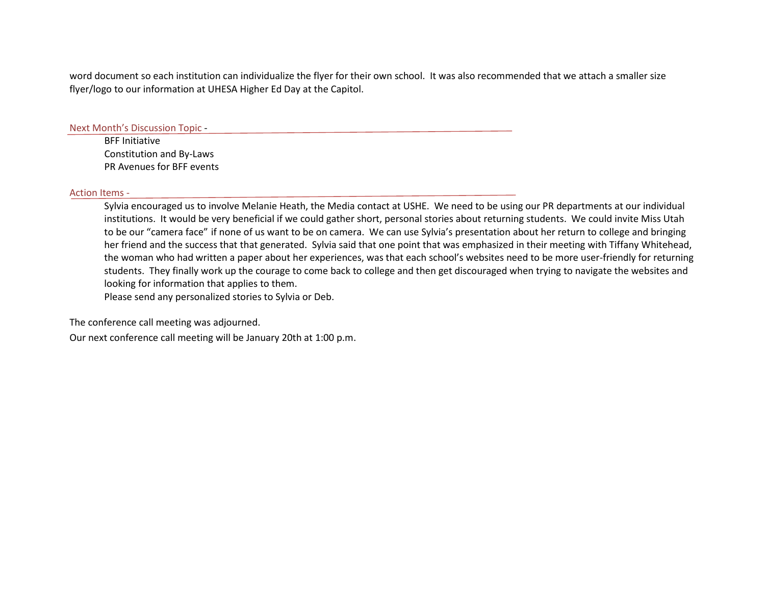word document so each institution can individualize the flyer for their own school.  It was also recommended that we attach a smaller size flyer/logo to our information at UHESA Higher Ed Day at the Capitol.

## Next Month's Discussion Topic -

BFF Initiative
Constitution and By-Laws
PR Avenues for BFF events

## Action Items -

Sylvia encouraged us to involve Melanie Heath, the Media contact at USHE.  We need to be using our PR departments at our individual institutions.  It would be very beneficial if we could gather short, personal stories about returning students.  We could invite Miss Utah to be our "camera face" if none of us want to be on camera.  We can use Sylvia's presentation about her return to college and bringing her friend and the success that that generated.  Sylvia said that one point that was emphasized in their meeting with Tiffany Whitehead, the woman who had written a paper about her experiences, was that each school's websites need to be more user-friendly for returning students.  They finally work up the courage to come back to college and then get discouraged when trying to navigate the websites and looking for information that applies to them.
Please send any personalized stories to Sylvia or Deb.

The conference call meeting was adjourned.

Our next conference call meeting will be January 20th at 1:00 p.m.